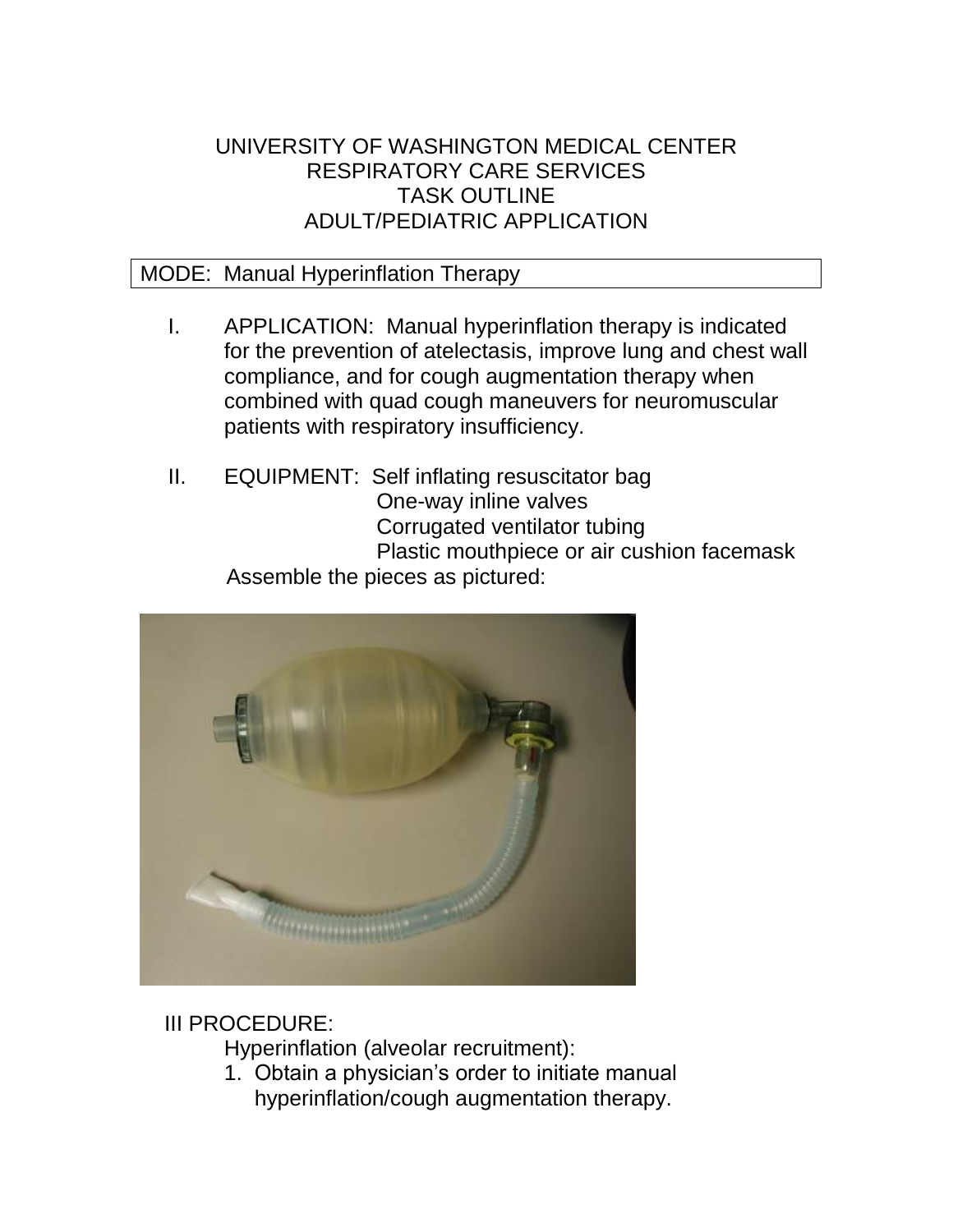UNIVERSITY OF WASHINGTON MEDICAL CENTER
RESPIRATORY CARE SERVICES
TASK OUTLINE
ADULT/PEDIATRIC APPLICATION

MODE: Manual Hyperinflation Therapy

I. APPLICATION: Manual hyperinflation therapy is indicated for the prevention of atelectasis, improve lung and chest wall compliance, and for cough augmentation therapy when combined with quad cough maneuvers for neuromuscular patients with respiratory insufficiency.

II. EQUIPMENT: Self inflating resuscitator bag
One-way inline valves
Corrugated ventilator tubing
Plastic mouthpiece or air cushion facemask

Assemble the pieces as pictured:

III PROCEDURE:

Hyperinflation (alveolar recruitment):

1. Obtain a physician's order to initiate manual hyperinflation/cough augmentation therapy.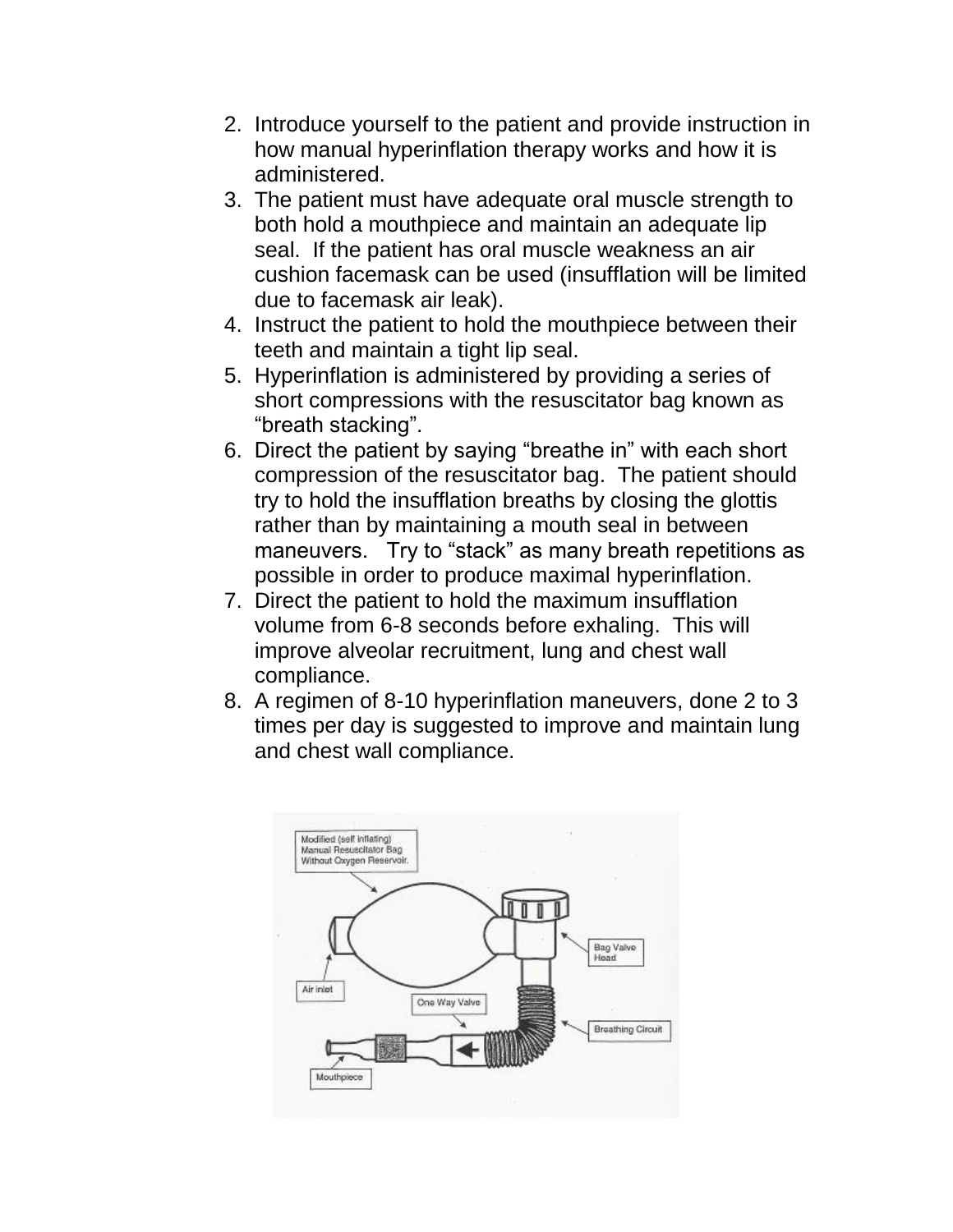2. Introduce yourself to the patient and provide instruction in how manual hyperinflation therapy works and how it is administered.
3. The patient must have adequate oral muscle strength to both hold a mouthpiece and maintain an adequate lip seal. If the patient has oral muscle weakness an air cushion facemask can be used (insufflation will be limited due to facemask air leak).
4. Instruct the patient to hold the mouthpiece between their teeth and maintain a tight lip seal.
5. Hyperinflation is administered by providing a series of short compressions with the resuscitator bag known as "breath stacking".
6. Direct the patient by saying "breathe in" with each short compression of the resuscitator bag. The patient should try to hold the insufflation breaths by closing the glottis rather than by maintaining a mouth seal in between maneuvers. Try to "stack" as many breath repetitions as possible in order to produce maximal hyperinflation.
7. Direct the patient to hold the maximum insufflation volume from 6-8 seconds before exhaling. This will improve alveolar recruitment, lung and chest wall compliance.
8. A regimen of 8-10 hyperinflation maneuvers, done 2 to 3 times per day is suggested to improve and maintain lung and chest wall compliance.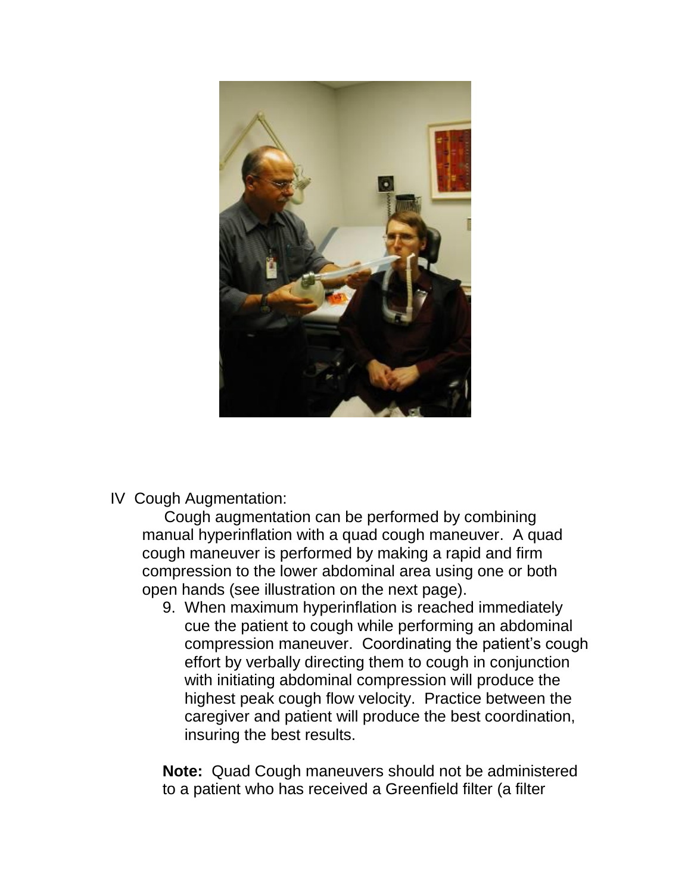IV Cough Augmentation:

Cough augmentation can be performed by combining manual hyperinflation with a quad cough maneuver. A quad cough maneuver is performed by making a rapid and firm compression to the lower abdominal area using one or both open hands (see illustration on the next page).

9. When maximum hyperinflation is reached immediately cue the patient to cough while performing an abdominal compression maneuver. Coordinating the patient's cough effort by verbally directing them to cough in conjunction with initiating abdominal compression will produce the highest peak cough flow velocity. Practice between the caregiver and patient will produce the best coordination, insuring the best results.

**Note:** Quad Cough maneuvers should not be administered to a patient who has received a Greenfield filter (a filter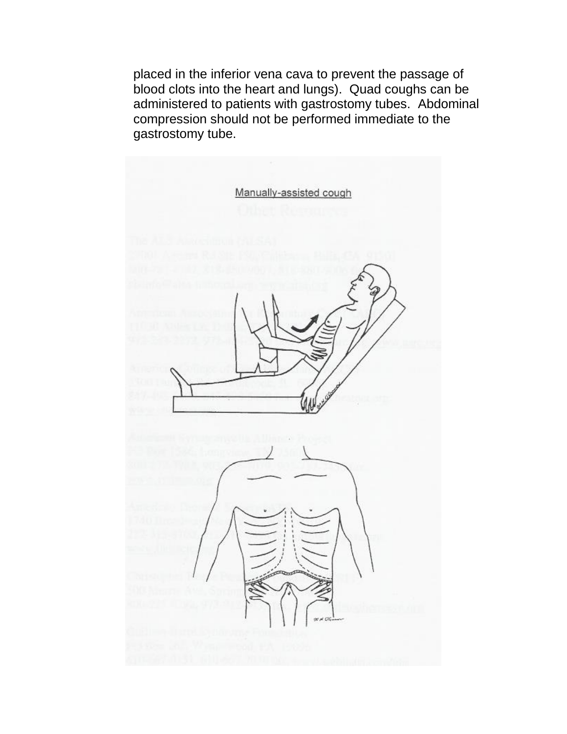placed in the inferior vena cava to prevent the passage of blood clots into the heart and lungs). Quad coughs can be administered to patients with gastrostomy tubes. Abdominal compression should not be performed immediate to the gastrostomy tube.

Manually-assisted cough